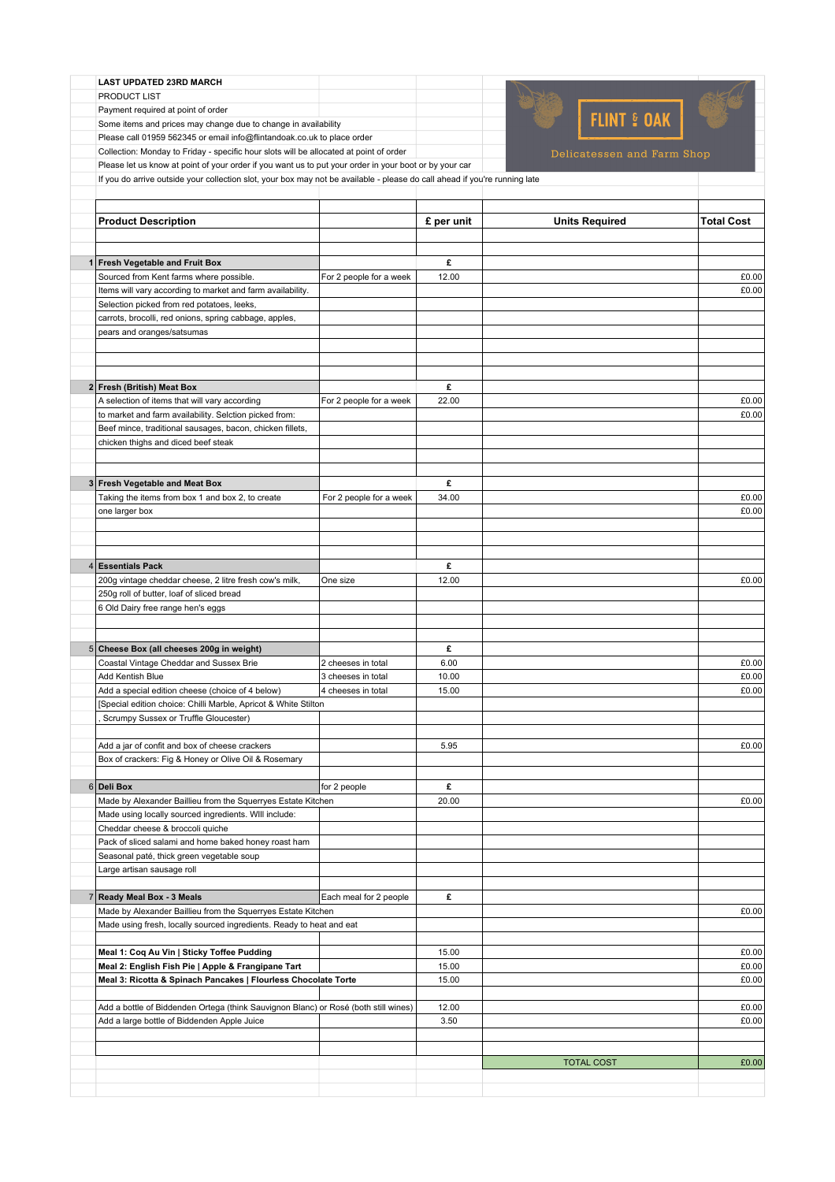**LAST UPDATED 23RD MARCH**

PRODUCT LIST

Payment required at point of order

Some items and prices may change due to change in availability

Please call 01959 562345 or email info@flintandoak.co.uk to place order

Collection: Monday to Friday - specific hour slots will be allocated at point of order

Please let us know at point of your order if you want us to put your order in your boot or by your car

If you do arrive outside your collection slot, your box may not be available - please do call ahead if you're running late

FLINT & OAK

Delicatessen and Farm Shop

| | Product Description | | £ per unit | Units Required | Total Cost |
|---|---|---|---|---|---|
| 1 | **Fresh Vegetable and Fruit Box** | | £ | | |
| | Sourced from Kent farms where possible. | For 2 people for a week | 12.00 | | £0.00 |
| | Items will vary according to market and farm availability. | | | | £0.00 |
| | Selection picked from red potatoes, leeks, | | | | |
| | carrots, brocolli, red onions, spring cabbage, apples, | | | | |
| | pears and oranges/satsumas | | | | |
| 2 | **Fresh (British) Meat Box** | | £ | | |
| | A selection of items that will vary according | For 2 people for a week | 22.00 | | £0.00 |
| | to market and farm availability. Selction picked from: | | | | £0.00 |
| | Beef mince, traditional sausages, bacon, chicken fillets, | | | | |
| | chicken thighs and diced beef steak | | | | |
| 3 | **Fresh Vegetable and Meat Box** | | £ | | |
| | Taking the items from box 1 and box 2, to create | For 2 people for a week | 34.00 | | £0.00 |
| | one larger box | | | | £0.00 |
| 4 | **Essentials Pack** | | £ | | |
| | 200g vintage cheddar cheese, 2 litre fresh cow's milk, | One size | 12.00 | | £0.00 |
| | 250g roll of butter, loaf of sliced bread | | | | |
| | 6 Old Dairy free range hen's eggs | | | | |
| 5 | **Cheese Box (all cheeses 200g in weight)** | | £ | | |
| | Coastal Vintage Cheddar and Sussex Brie | 2 cheeses in total | 6.00 | | £0.00 |
| | Add Kentish Blue | 3 cheeses in total | 10.00 | | £0.00 |
| | Add a special edition cheese (choice of 4 below) | 4 cheeses in total | 15.00 | | £0.00 |
| | [Special edition choice: Chilli Marble, Apricot & White Stilton | | | | |
| | , Scrumpy Sussex or Truffle Gloucester) | | | | |
| | Add a jar of confit and box of cheese crackers | | 5.95 | | £0.00 |
| | Box of crackers: Fig & Honey or Olive Oil & Rosemary | | | | |
| 6 | **Deli Box** | for 2 people | £ | | |
| | Made by Alexander Baillieu from the Squerryes Estate Kitchen | | 20.00 | | £0.00 |
| | Made using locally sourced ingredients. WIll include: | | | | |
| | Cheddar cheese & broccoli quiche | | | | |
| | Pack of sliced salami and home baked honey roast ham | | | | |
| | Seasonal paté, thick green vegetable soup | | | | |
| | Large artisan sausage roll | | | | |
| 7 | **Ready Meal Box - 3 Meals** | Each meal for 2 people | £ | | |
| | Made by Alexander Baillieu from the Squerryes Estate Kitchen | | | | £0.00 |
| | Made using fresh, locally sourced ingredients. Ready to heat and eat | | | | |
| | **Meal 1: Coq Au Vin \| Sticky Toffee Pudding** | | 15.00 | | £0.00 |
| | **Meal 2: English Fish Pie \| Apple & Frangipane Tart** | | 15.00 | | £0.00 |
| | **Meal 3: Ricotta & Spinach Pancakes \| Flourless Chocolate Torte** | | 15.00 | | £0.00 |
| | Add a bottle of Biddenden Ortega (think Sauvignon Blanc) or Rosé (both still wines) | | 12.00 | | £0.00 |
| | Add a large bottle of Biddenden Apple Juice | | 3.50 | | £0.00 |
| | | | | TOTAL COST | £0.00 |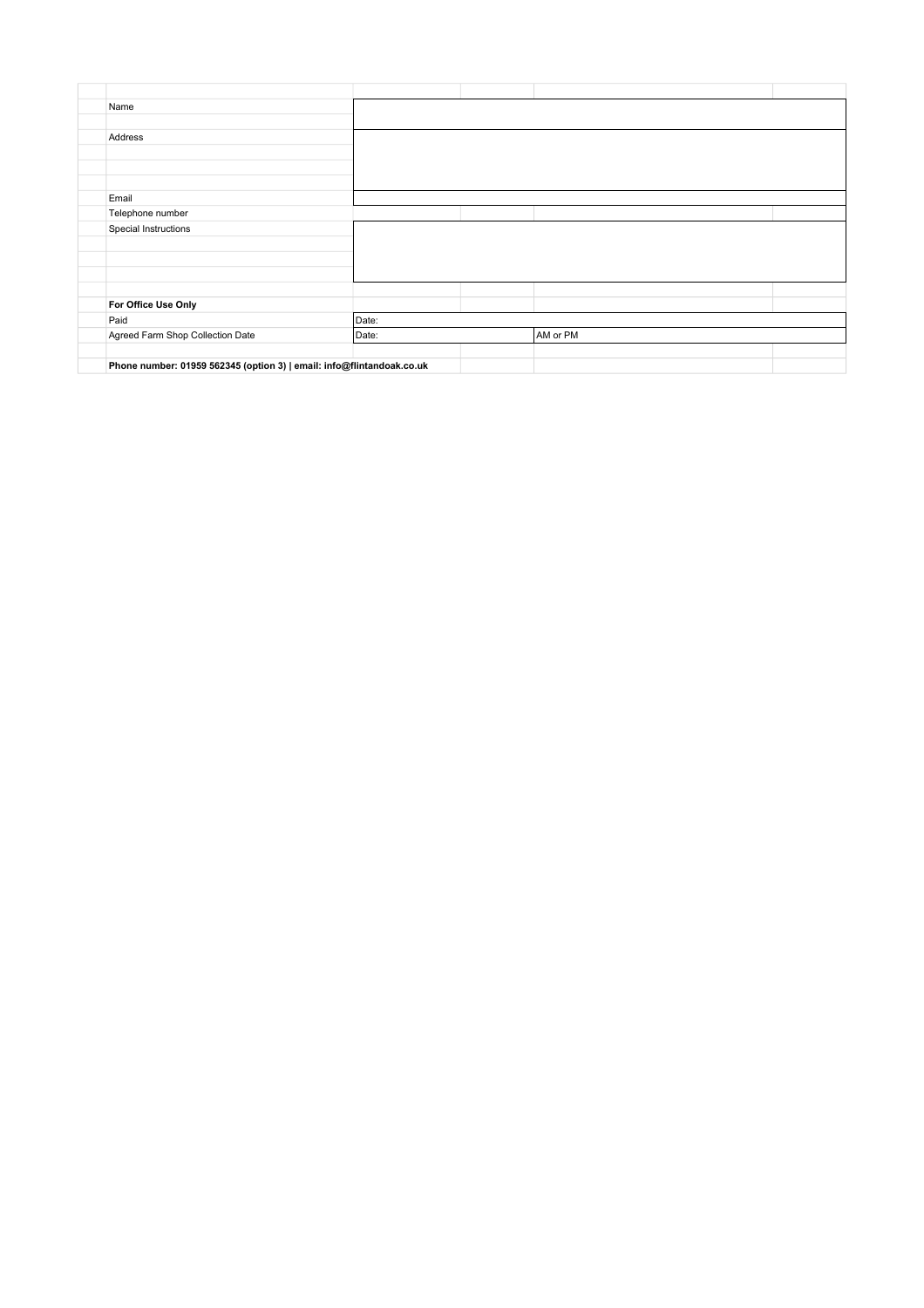| | | | |
|---|---|---|---|
| Name | | | |
| Address | | | |
| Email | | | |
| Telephone number | | | |
| Special Instructions | | | |

**For Office Use Only**

| | | | |
|---|---|---|---|
| Paid | Date: | | |
| Agreed Farm Shop Collection Date | Date: | AM or PM | |

**Phone number: 01959 562345 (option 3) | email: info@flintandoak.co.uk**